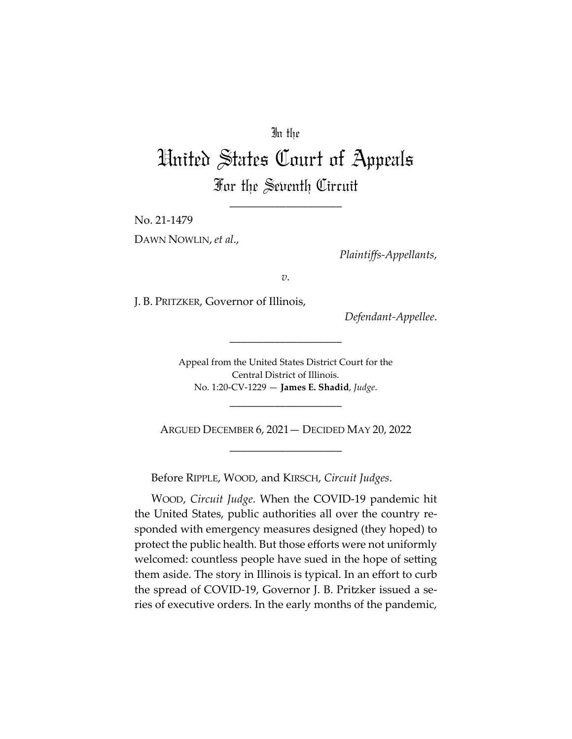In the

# United States Court of Appeals

## For the Seventh Circuit

\_\_\_\_\_\_\_\_\_\_\_\_\_\_\_\_\_\_\_\_

No. 21-1479

DAWN NOWLIN, *et al*.,

*Plaintiffs-Appellants*,

*v.*

J. B. PRITZKER, Governor of Illinois,

*Defendant-Appellee*.

\_\_\_\_\_\_\_\_\_\_\_\_\_\_\_\_\_\_\_\_

Appeal from the United States District Court for the Central District of Illinois.
No. 1:20-CV-1229 — **James E. Shadid**, *Judge*.

\_\_\_\_\_\_\_\_\_\_\_\_\_\_\_\_\_\_\_\_

ARGUED DECEMBER 6, 2021 — DECIDED MAY 20, 2022

\_\_\_\_\_\_\_\_\_\_\_\_\_\_\_\_\_\_\_\_

Before RIPPLE, WOOD, and KIRSCH, *Circuit Judges*.

WOOD, *Circuit Judge*. When the COVID-19 pandemic hit the United States, public authorities all over the country responded with emergency measures designed (they hoped) to protect the public health. But those efforts were not uniformly welcomed: countless people have sued in the hope of setting them aside. The story in Illinois is typical. In an effort to curb the spread of COVID-19, Governor J. B. Pritzker issued a series of executive orders. In the early months of the pandemic,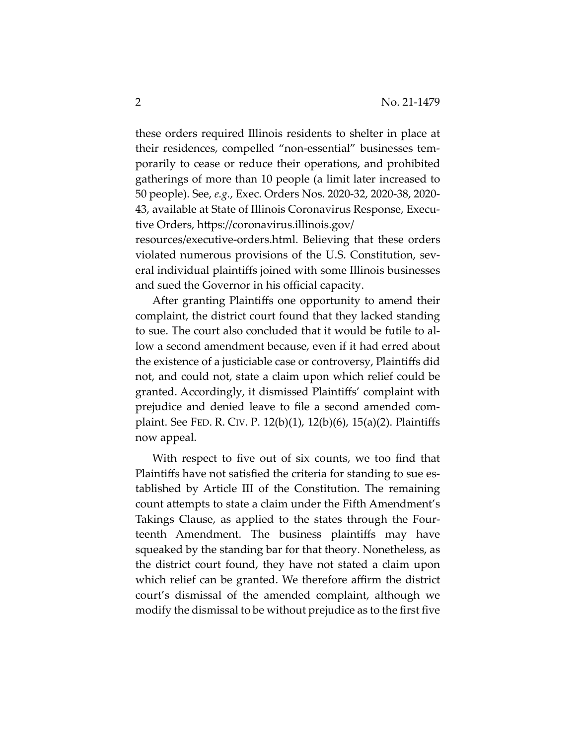these orders required Illinois residents to shelter in place at their residences, compelled "non-essential" businesses temporarily to cease or reduce their operations, and prohibited gatherings of more than 10 people (a limit later increased to 50 people). See, *e.g.*, Exec. Orders Nos. 2020-32, 2020-38, 2020-43, available at State of Illinois Coronavirus Response, Executive Orders, https://coronavirus.illinois.gov/resources/executive-orders.html. Believing that these orders violated numerous provisions of the U.S. Constitution, several individual plaintiffs joined with some Illinois businesses and sued the Governor in his official capacity.

After granting Plaintiffs one opportunity to amend their complaint, the district court found that they lacked standing to sue. The court also concluded that it would be futile to allow a second amendment because, even if it had erred about the existence of a justiciable case or controversy, Plaintiffs did not, and could not, state a claim upon which relief could be granted. Accordingly, it dismissed Plaintiffs' complaint with prejudice and denied leave to file a second amended complaint. See FED. R. CIV. P. 12(b)(1), 12(b)(6), 15(a)(2). Plaintiffs now appeal.

With respect to five out of six counts, we too find that Plaintiffs have not satisfied the criteria for standing to sue established by Article III of the Constitution. The remaining count attempts to state a claim under the Fifth Amendment's Takings Clause, as applied to the states through the Fourteenth Amendment. The business plaintiffs may have squeaked by the standing bar for that theory. Nonetheless, as the district court found, they have not stated a claim upon which relief can be granted. We therefore affirm the district court's dismissal of the amended complaint, although we modify the dismissal to be without prejudice as to the first five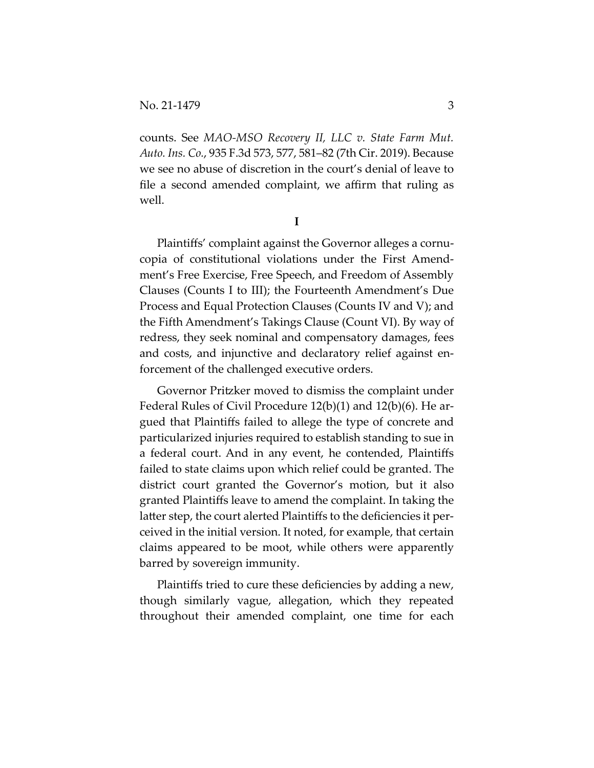counts. See *MAO-MSO Recovery II, LLC v. State Farm Mut. Auto. Ins. Co.*, 935 F.3d 573, 577, 581–82 (7th Cir. 2019). Because we see no abuse of discretion in the court's denial of leave to file a second amended complaint, we affirm that ruling as well.

**I**

Plaintiffs' complaint against the Governor alleges a cornucopia of constitutional violations under the First Amendment's Free Exercise, Free Speech, and Freedom of Assembly Clauses (Counts I to III); the Fourteenth Amendment's Due Process and Equal Protection Clauses (Counts IV and V); and the Fifth Amendment's Takings Clause (Count VI). By way of redress, they seek nominal and compensatory damages, fees and costs, and injunctive and declaratory relief against enforcement of the challenged executive orders.

Governor Pritzker moved to dismiss the complaint under Federal Rules of Civil Procedure 12(b)(1) and 12(b)(6). He argued that Plaintiffs failed to allege the type of concrete and particularized injuries required to establish standing to sue in a federal court. And in any event, he contended, Plaintiffs failed to state claims upon which relief could be granted. The district court granted the Governor's motion, but it also granted Plaintiffs leave to amend the complaint. In taking the latter step, the court alerted Plaintiffs to the deficiencies it perceived in the initial version. It noted, for example, that certain claims appeared to be moot, while others were apparently barred by sovereign immunity.

Plaintiffs tried to cure these deficiencies by adding a new, though similarly vague, allegation, which they repeated throughout their amended complaint, one time for each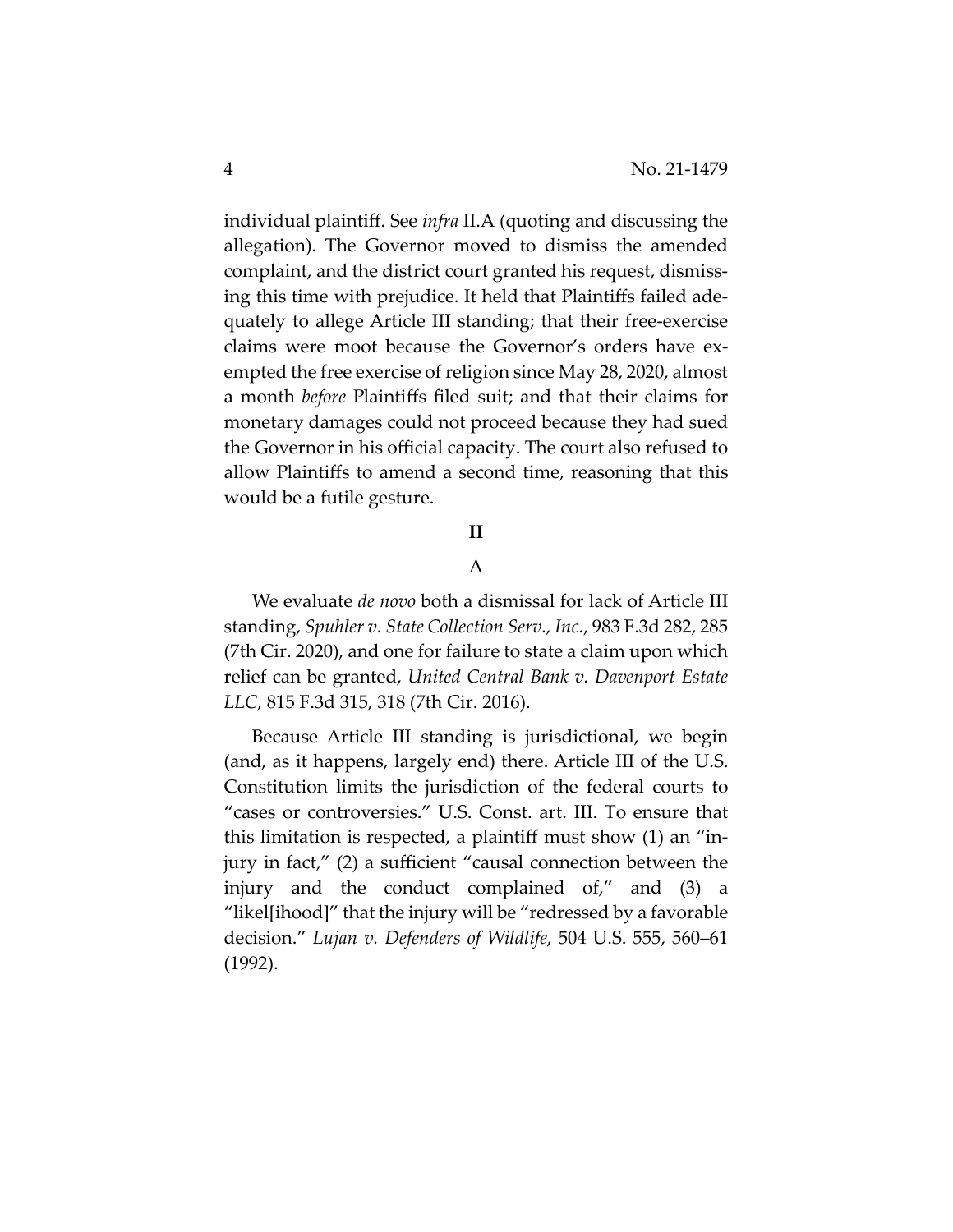individual plaintiff. See *infra* II.A (quoting and discussing the allegation). The Governor moved to dismiss the amended complaint, and the district court granted his request, dismissing this time with prejudice. It held that Plaintiffs failed adequately to allege Article III standing; that their free-exercise claims were moot because the Governor's orders have exempted the free exercise of religion since May 28, 2020, almost a month *before* Plaintiffs filed suit; and that their claims for monetary damages could not proceed because they had sued the Governor in his official capacity. The court also refused to allow Plaintiffs to amend a second time, reasoning that this would be a futile gesture.

## II

### A

We evaluate *de novo* both a dismissal for lack of Article III standing, *Spuhler v. State Collection Serv., Inc.*, 983 F.3d 282, 285 (7th Cir. 2020), and one for failure to state a claim upon which relief can be granted, *United Central Bank v. Davenport Estate LLC*, 815 F.3d 315, 318 (7th Cir. 2016).

Because Article III standing is jurisdictional, we begin (and, as it happens, largely end) there. Article III of the U.S. Constitution limits the jurisdiction of the federal courts to "cases or controversies." U.S. Const. art. III. To ensure that this limitation is respected, a plaintiff must show (1) an "injury in fact," (2) a sufficient "causal connection between the injury and the conduct complained of," and (3) a "likel[ihood]" that the injury will be "redressed by a favorable decision." *Lujan v. Defenders of Wildlife*, 504 U.S. 555, 560–61 (1992).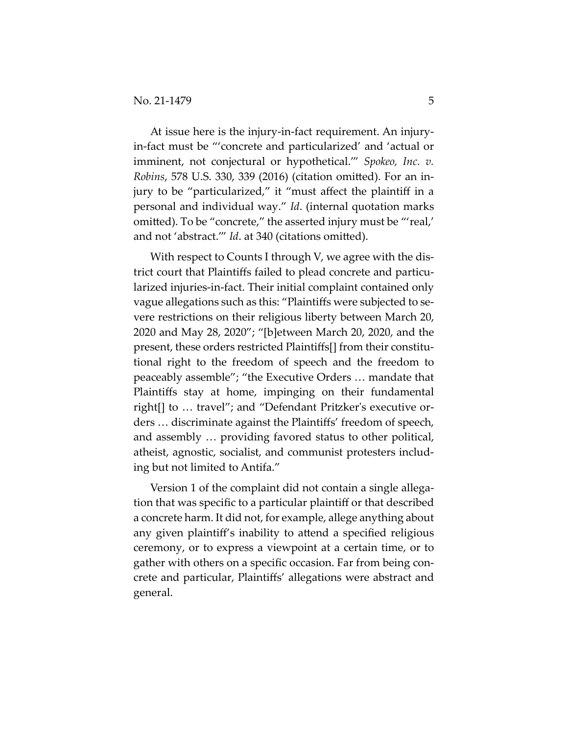At issue here is the injury-in-fact requirement. An injury-in-fact must be "'concrete and particularized' and 'actual or imminent, not conjectural or hypothetical.'" *Spokeo, Inc. v. Robins*, 578 U.S. 330, 339 (2016) (citation omitted). For an injury to be "particularized," it "must affect the plaintiff in a personal and individual way." *Id*. (internal quotation marks omitted). To be "concrete," the asserted injury must be "'real,' and not 'abstract.'" *Id*. at 340 (citations omitted).

With respect to Counts I through V, we agree with the district court that Plaintiffs failed to plead concrete and particularized injuries-in-fact. Their initial complaint contained only vague allegations such as this: "Plaintiffs were subjected to severe restrictions on their religious liberty between March 20, 2020 and May 28, 2020"; "[b]etween March 20, 2020, and the present, these orders restricted Plaintiffs[] from their constitutional right to the freedom of speech and the freedom to peaceably assemble"; "the Executive Orders … mandate that Plaintiffs stay at home, impinging on their fundamental right[] to … travel"; and "Defendant Pritzker's executive orders … discriminate against the Plaintiffs' freedom of speech, and assembly … providing favored status to other political, atheist, agnostic, socialist, and communist protesters including but not limited to Antifa."

Version 1 of the complaint did not contain a single allegation that was specific to a particular plaintiff or that described a concrete harm. It did not, for example, allege anything about any given plaintiff's inability to attend a specified religious ceremony, or to express a viewpoint at a certain time, or to gather with others on a specific occasion. Far from being concrete and particular, Plaintiffs' allegations were abstract and general.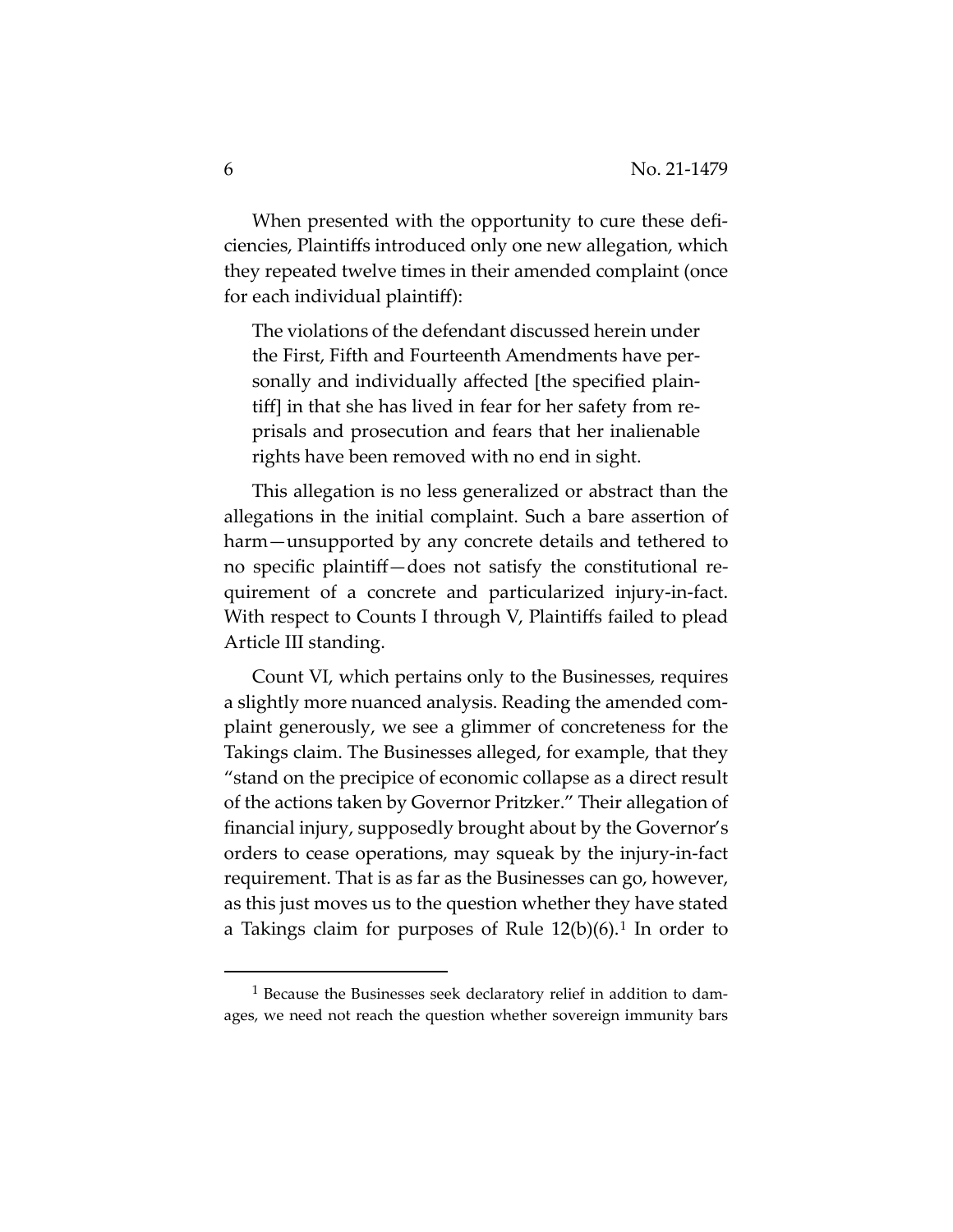When presented with the opportunity to cure these deficiencies, Plaintiffs introduced only one new allegation, which they repeated twelve times in their amended complaint (once for each individual plaintiff):

> The violations of the defendant discussed herein under the First, Fifth and Fourteenth Amendments have personally and individually affected [the specified plaintiff] in that she has lived in fear for her safety from reprisals and prosecution and fears that her inalienable rights have been removed with no end in sight.

This allegation is no less generalized or abstract than the allegations in the initial complaint. Such a bare assertion of harm—unsupported by any concrete details and tethered to no specific plaintiff—does not satisfy the constitutional requirement of a concrete and particularized injury-in-fact. With respect to Counts I through V, Plaintiffs failed to plead Article III standing.

Count VI, which pertains only to the Businesses, requires a slightly more nuanced analysis. Reading the amended complaint generously, we see a glimmer of concreteness for the Takings claim. The Businesses alleged, for example, that they "stand on the precipice of economic collapse as a direct result of the actions taken by Governor Pritzker." Their allegation of financial injury, supposedly brought about by the Governor's orders to cease operations, may squeak by the injury-in-fact requirement. That is as far as the Businesses can go, however, as this just moves us to the question whether they have stated a Takings claim for purposes of Rule 12(b)(6).[1] In order to

[1] Because the Businesses seek declaratory relief in addition to damages, we need not reach the question whether sovereign immunity bars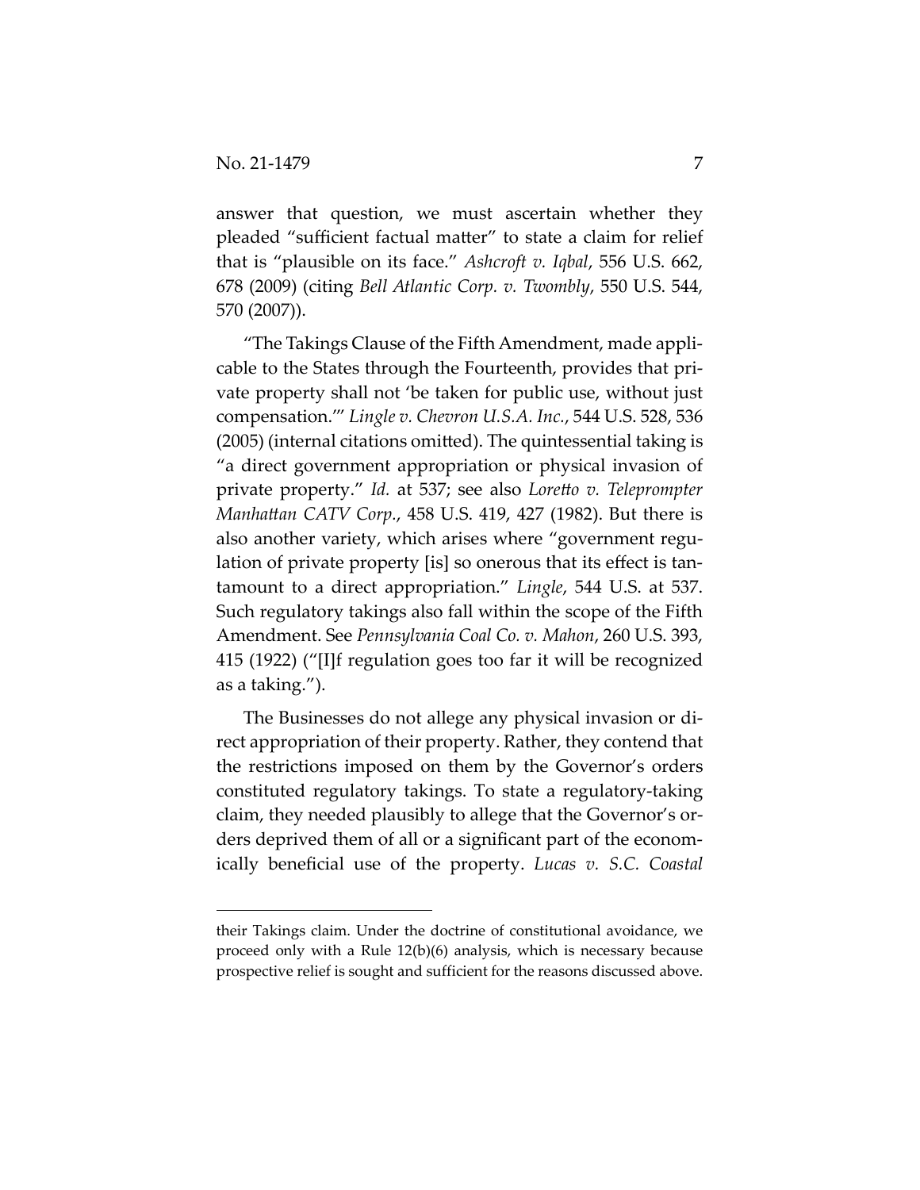answer that question, we must ascertain whether they pleaded "sufficient factual matter" to state a claim for relief that is "plausible on its face." *Ashcroft v. Iqbal*, 556 U.S. 662, 678 (2009) (citing *Bell Atlantic Corp. v. Twombly*, 550 U.S. 544, 570 (2007)).

"The Takings Clause of the Fifth Amendment, made applicable to the States through the Fourteenth, provides that private property shall not 'be taken for public use, without just compensation.'" *Lingle v. Chevron U.S.A. Inc.*, 544 U.S. 528, 536 (2005) (internal citations omitted). The quintessential taking is "a direct government appropriation or physical invasion of private property." *Id.* at 537; see also *Loretto v. Teleprompter Manhattan CATV Corp.*, 458 U.S. 419, 427 (1982). But there is also another variety, which arises where "government regulation of private property [is] so onerous that its effect is tantamount to a direct appropriation." *Lingle*, 544 U.S. at 537. Such regulatory takings also fall within the scope of the Fifth Amendment. See *Pennsylvania Coal Co. v. Mahon*, 260 U.S. 393, 415 (1922) ("[I]f regulation goes too far it will be recognized as a taking.").

The Businesses do not allege any physical invasion or direct appropriation of their property. Rather, they contend that the restrictions imposed on them by the Governor's orders constituted regulatory takings. To state a regulatory-taking claim, they needed plausibly to allege that the Governor's orders deprived them of all or a significant part of the economically beneficial use of the property. *Lucas v. S.C. Coastal*

---

their Takings claim. Under the doctrine of constitutional avoidance, we proceed only with a Rule 12(b)(6) analysis, which is necessary because prospective relief is sought and sufficient for the reasons discussed above.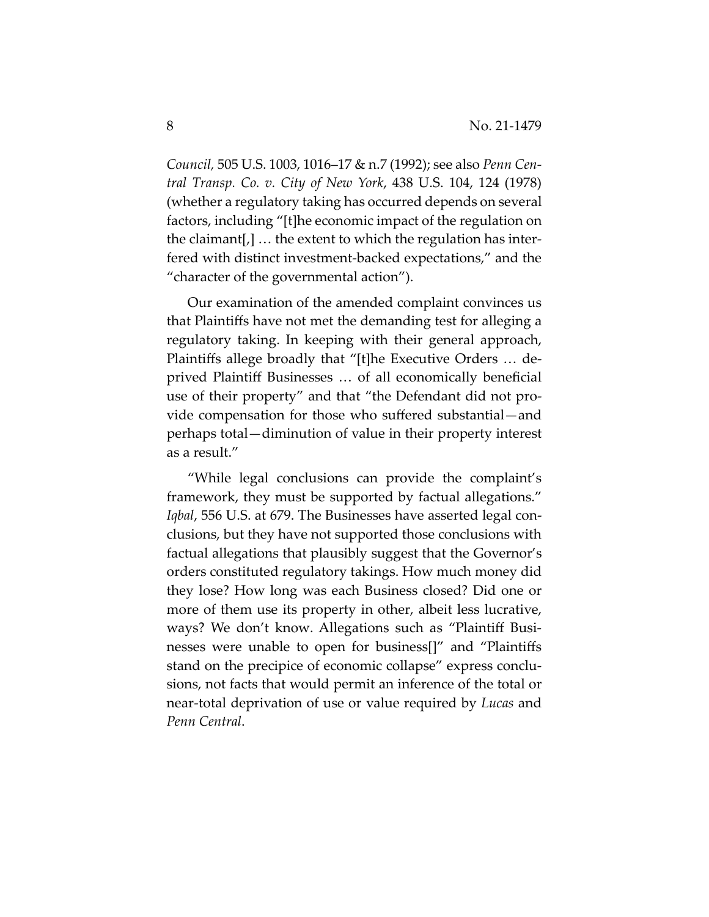*Council*, 505 U.S. 1003, 1016–17 & n.7 (1992); see also *Penn Central Transp. Co. v. City of New York*, 438 U.S. 104, 124 (1978) (whether a regulatory taking has occurred depends on several factors, including "[t]he economic impact of the regulation on the claimant[,] … the extent to which the regulation has interfered with distinct investment-backed expectations," and the "character of the governmental action").

Our examination of the amended complaint convinces us that Plaintiffs have not met the demanding test for alleging a regulatory taking. In keeping with their general approach, Plaintiffs allege broadly that "[t]he Executive Orders … deprived Plaintiff Businesses … of all economically beneficial use of their property" and that "the Defendant did not provide compensation for those who suffered substantial—and perhaps total—diminution of value in their property interest as a result."

"While legal conclusions can provide the complaint's framework, they must be supported by factual allegations." *Iqbal*, 556 U.S. at 679. The Businesses have asserted legal conclusions, but they have not supported those conclusions with factual allegations that plausibly suggest that the Governor's orders constituted regulatory takings. How much money did they lose? How long was each Business closed? Did one or more of them use its property in other, albeit less lucrative, ways? We don't know. Allegations such as "Plaintiff Businesses were unable to open for business[]" and "Plaintiffs stand on the precipice of economic collapse" express conclusions, not facts that would permit an inference of the total or near-total deprivation of use or value required by *Lucas* and *Penn Central*.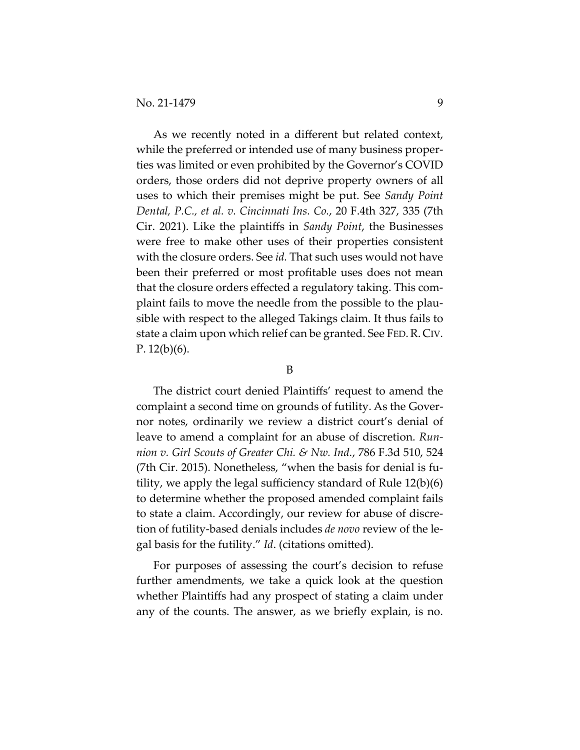As we recently noted in a different but related context, while the preferred or intended use of many business properties was limited or even prohibited by the Governor's COVID orders, those orders did not deprive property owners of all uses to which their premises might be put. See *Sandy Point Dental, P.C., et al. v. Cincinnati Ins. Co.*, 20 F.4th 327, 335 (7th Cir. 2021). Like the plaintiffs in *Sandy Point*, the Businesses were free to make other uses of their properties consistent with the closure orders. See *id.* That such uses would not have been their preferred or most profitable uses does not mean that the closure orders effected a regulatory taking. This complaint fails to move the needle from the possible to the plausible with respect to the alleged Takings claim. It thus fails to state a claim upon which relief can be granted. See FED. R. CIV. P. 12(b)(6).

### B

The district court denied Plaintiffs' request to amend the complaint a second time on grounds of futility. As the Governor notes, ordinarily we review a district court's denial of leave to amend a complaint for an abuse of discretion. *Runnion v. Girl Scouts of Greater Chi. & Nw. Ind.*, 786 F.3d 510, 524 (7th Cir. 2015). Nonetheless, "when the basis for denial is futility, we apply the legal sufficiency standard of Rule 12(b)(6) to determine whether the proposed amended complaint fails to state a claim. Accordingly, our review for abuse of discretion of futility-based denials includes *de novo* review of the legal basis for the futility." *Id*. (citations omitted).

For purposes of assessing the court's decision to refuse further amendments, we take a quick look at the question whether Plaintiffs had any prospect of stating a claim under any of the counts. The answer, as we briefly explain, is no.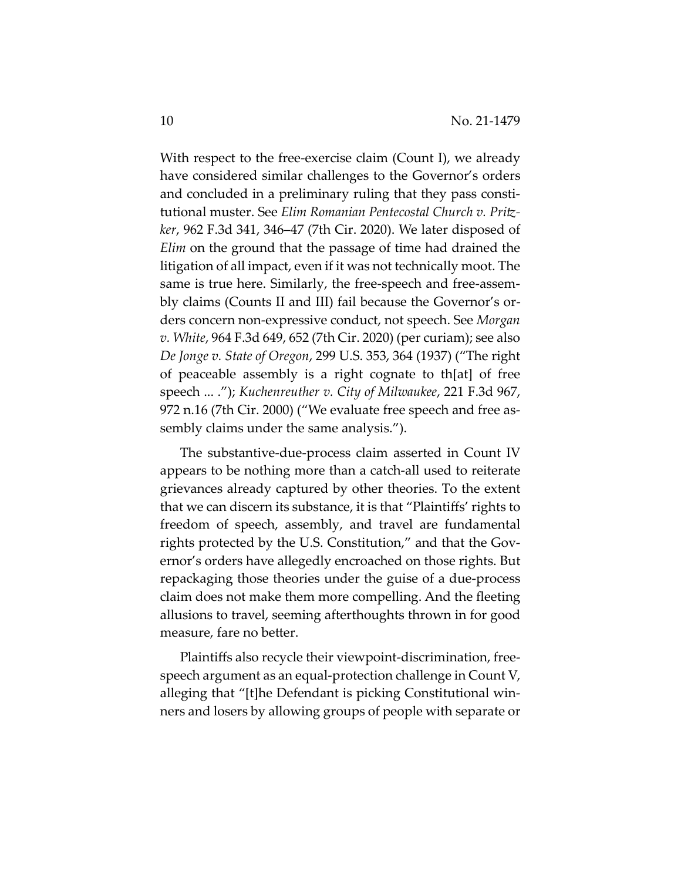With respect to the free-exercise claim (Count I), we already have considered similar challenges to the Governor's orders and concluded in a preliminary ruling that they pass constitutional muster. See *Elim Romanian Pentecostal Church v. Pritzker*, 962 F.3d 341, 346–47 (7th Cir. 2020). We later disposed of *Elim* on the ground that the passage of time had drained the litigation of all impact, even if it was not technically moot. The same is true here. Similarly, the free-speech and free-assembly claims (Counts II and III) fail because the Governor's orders concern non-expressive conduct, not speech. See *Morgan v. White*, 964 F.3d 649, 652 (7th Cir. 2020) (per curiam); see also *De Jonge v. State of Oregon*, 299 U.S. 353, 364 (1937) ("The right of peaceable assembly is a right cognate to th[at] of free speech ... ."); *Kuchenreuther v. City of Milwaukee*, 221 F.3d 967, 972 n.16 (7th Cir. 2000) ("We evaluate free speech and free assembly claims under the same analysis.").

The substantive-due-process claim asserted in Count IV appears to be nothing more than a catch-all used to reiterate grievances already captured by other theories. To the extent that we can discern its substance, it is that "Plaintiffs' rights to freedom of speech, assembly, and travel are fundamental rights protected by the U.S. Constitution," and that the Governor's orders have allegedly encroached on those rights. But repackaging those theories under the guise of a due-process claim does not make them more compelling. And the fleeting allusions to travel, seeming afterthoughts thrown in for good measure, fare no better.

Plaintiffs also recycle their viewpoint-discrimination, free-speech argument as an equal-protection challenge in Count V, alleging that "[t]he Defendant is picking Constitutional winners and losers by allowing groups of people with separate or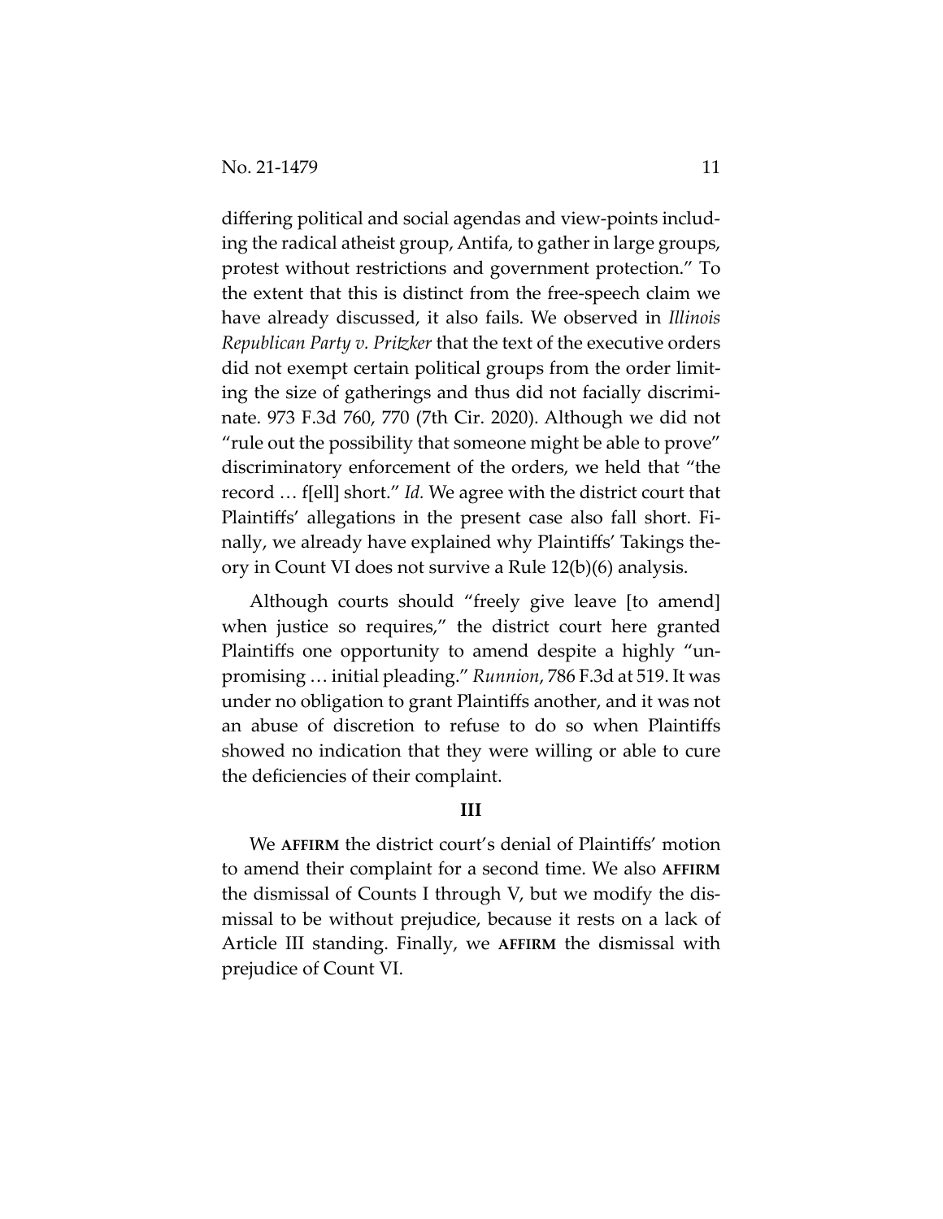differing political and social agendas and view-points including the radical atheist group, Antifa, to gather in large groups, protest without restrictions and government protection." To the extent that this is distinct from the free-speech claim we have already discussed, it also fails. We observed in *Illinois Republican Party v. Pritzker* that the text of the executive orders did not exempt certain political groups from the order limiting the size of gatherings and thus did not facially discriminate. 973 F.3d 760, 770 (7th Cir. 2020). Although we did not "rule out the possibility that someone might be able to prove" discriminatory enforcement of the orders, we held that "the record … f[ell] short." *Id.* We agree with the district court that Plaintiffs' allegations in the present case also fall short. Finally, we already have explained why Plaintiffs' Takings theory in Count VI does not survive a Rule 12(b)(6) analysis.

Although courts should "freely give leave [to amend] when justice so requires," the district court here granted Plaintiffs one opportunity to amend despite a highly "unpromising … initial pleading." *Runnion*, 786 F.3d at 519. It was under no obligation to grant Plaintiffs another, and it was not an abuse of discretion to refuse to do so when Plaintiffs showed no indication that they were willing or able to cure the deficiencies of their complaint.

## III

We **AFFIRM** the district court's denial of Plaintiffs' motion to amend their complaint for a second time. We also **AFFIRM** the dismissal of Counts I through V, but we modify the dismissal to be without prejudice, because it rests on a lack of Article III standing. Finally, we **AFFIRM** the dismissal with prejudice of Count VI.